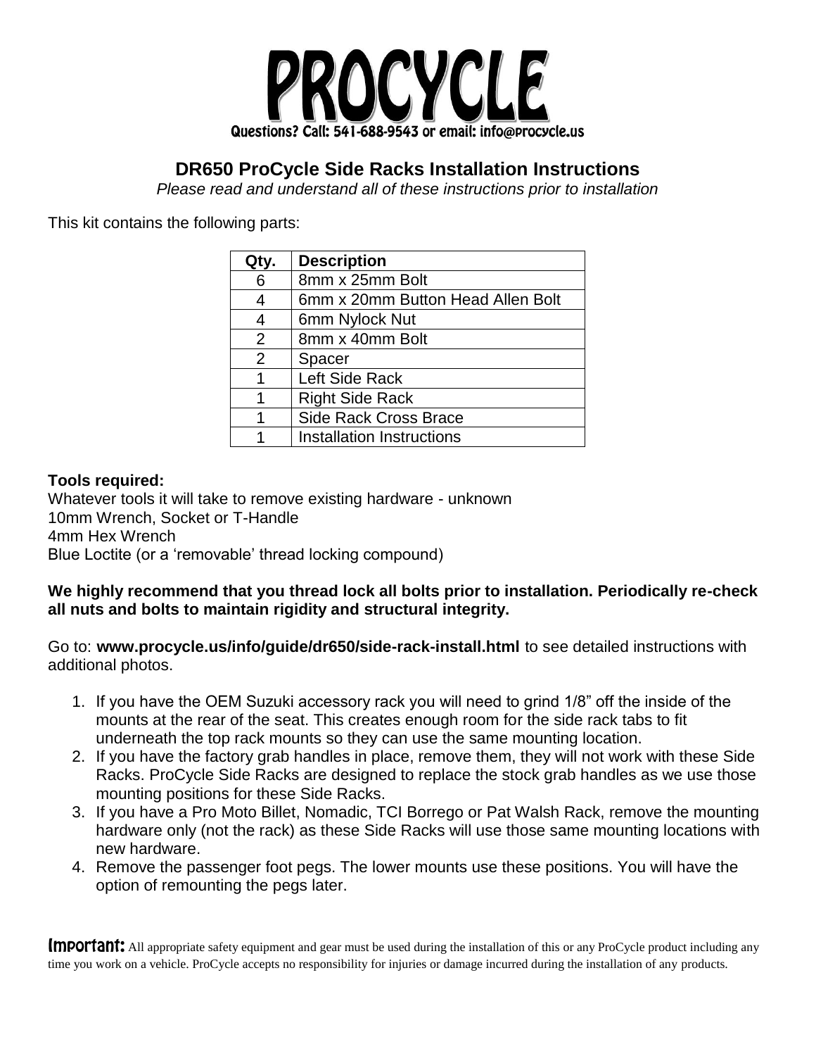# PROCYCLE

Questions? Call: 541-688-9543 or email: info@procycle.us

## DR650 ProCycle Side Racks Installation Instructions

*Please read and understand all of these instructions prior to installation*

This kit contains the following parts:

| Qty. | Description |
|---|---|
| 6 | 8mm x 25mm Bolt |
| 4 | 6mm x 20mm Button Head Allen Bolt |
| 4 | 6mm Nylock Nut |
| 2 | 8mm x 40mm Bolt |
| 2 | Spacer |
| 1 | Left Side Rack |
| 1 | Right Side Rack |
| 1 | Side Rack Cross Brace |
| 1 | Installation Instructions |

**Tools required:**

Whatever tools it will take to remove existing hardware - unknown
10mm Wrench, Socket or T-Handle
4mm Hex Wrench
Blue Loctite (or a 'removable' thread locking compound)

**We highly recommend that you thread lock all bolts prior to installation. Periodically re-check all nuts and bolts to maintain rigidity and structural integrity.**

Go to: **www.procycle.us/info/guide/dr650/side-rack-install.html** to see detailed instructions with additional photos.

1. If you have the OEM Suzuki accessory rack you will need to grind 1/8" off the inside of the mounts at the rear of the seat. This creates enough room for the side rack tabs to fit underneath the top rack mounts so they can use the same mounting location.
2. If you have the factory grab handles in place, remove them, they will not work with these Side Racks. ProCycle Side Racks are designed to replace the stock grab handles as we use those mounting positions for these Side Racks.
3. If you have a Pro Moto Billet, Nomadic, TCI Borrego or Pat Walsh Rack, remove the mounting hardware only (not the rack) as these Side Racks will use those same mounting locations with new hardware.
4. Remove the passenger foot pegs. The lower mounts use these positions. You will have the option of remounting the pegs later.

**Important:** All appropriate safety equipment and gear must be used during the installation of this or any ProCycle product including any time you work on a vehicle. ProCycle accepts no responsibility for injuries or damage incurred during the installation of any products.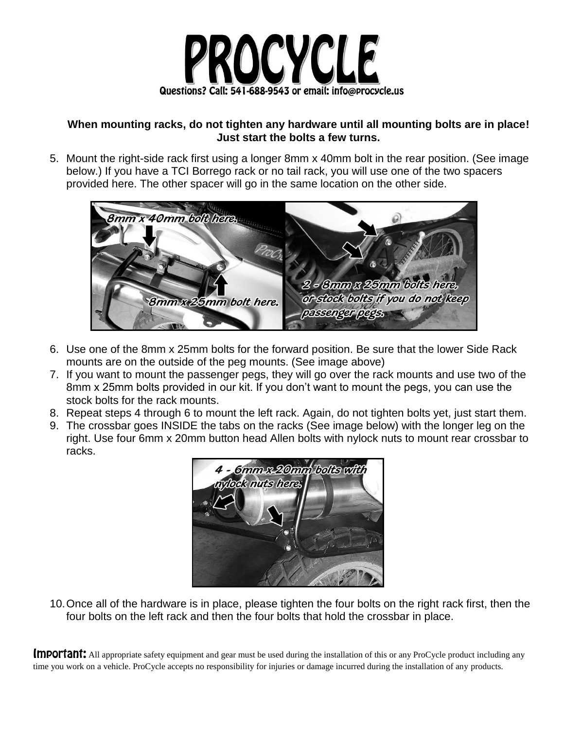# PROCYCLE

Questions? Call: 541-688-9543 or email: info@procycle.us

**When mounting racks, do not tighten any hardware until all mounting bolts are in place! Just start the bolts a few turns.**

5. Mount the right-side rack first using a longer 8mm x 40mm bolt in the rear position. (See image below.) If you have a TCI Borrego rack or no tail rack, you will use one of the two spacers provided here. The other spacer will go in the same location on the other side.

8mm x 40mm bolt here.

8mm x 25mm bolt here.

2 - 8mm x 25mm bolts here, or stock bolts if you do not keep passenger pegs.

6. Use one of the 8mm x 25mm bolts for the forward position. Be sure that the lower Side Rack mounts are on the outside of the peg mounts. (See image above)
7. If you want to mount the passenger pegs, they will go over the rack mounts and use two of the 8mm x 25mm bolts provided in our kit. If you don't want to mount the pegs, you can use the stock bolts for the rack mounts.
8. Repeat steps 4 through 6 to mount the left rack. Again, do not tighten bolts yet, just start them.
9. The crossbar goes INSIDE the tabs on the racks (See image below) with the longer leg on the right. Use four 6mm x 20mm button head Allen bolts with nylock nuts to mount rear crossbar to racks.

4 - 6mm x 20mm bolts with nylock nuts here.

10. Once all of the hardware is in place, please tighten the four bolts on the right rack first, then the four bolts on the left rack and then the four bolts that hold the crossbar in place.

**Important:** All appropriate safety equipment and gear must be used during the installation of this or any ProCycle product including any time you work on a vehicle. ProCycle accepts no responsibility for injuries or damage incurred during the installation of any products.